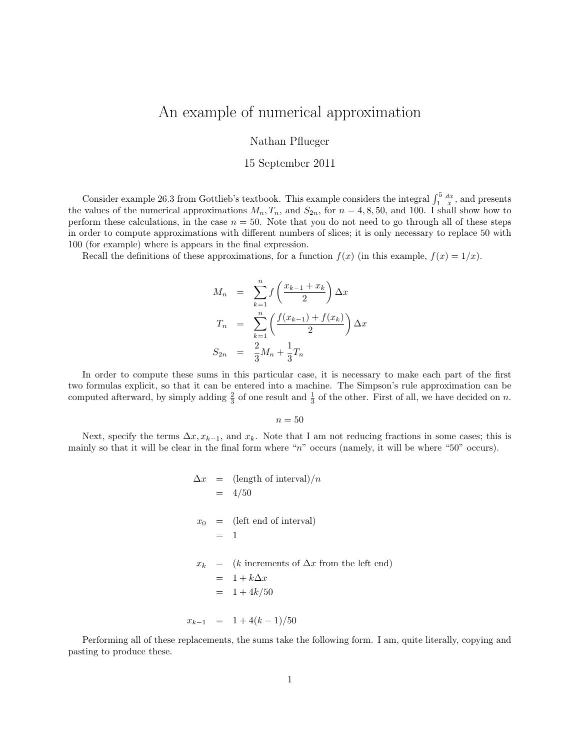# An example of numerical approximation

Nathan Pflueger

15 September 2011

Consider example 26.3 from Gottlieb's textbook. This example considers the integral $\int_1^5 \frac{dx}{x}$, and presents the values of the numerical approximations $M_n, T_n$, and $S_{2n}$, for $n = 4, 8, 50$, and $100$. I shall show how to perform these calculations, in the case $n = 50$. Note that you do not need to go through all of these steps in order to compute approximations with different numbers of slices; it is only necessary to replace 50 with 100 (for example) where is appears in the final expression.

Recall the definitions of these approximations, for a function $f(x)$ (in this example, $f(x) = 1/x$).

$$
\begin{aligned}
M_n &= \sum_{k=1}^{n} f\left(\frac{x_{k-1} + x_k}{2}\right) \Delta x \\
T_n &= \sum_{k=1}^{n} \left(\frac{f(x_{k-1}) + f(x_k)}{2}\right) \Delta x \\
S_{2n} &= \frac{2}{3} M_n + \frac{1}{3} T_n
\end{aligned}
$$

In order to compute these sums in this particular case, it is necessary to make each part of the first two formulas explicit, so that it can be entered into a machine. The Simpson's rule approximation can be computed afterward, by simply adding $\frac{2}{3}$ of one result and $\frac{1}{3}$ of the other. First of all, we have decided on $n$.

$$n = 50$$

Next, specify the terms $\Delta x, x_{k-1}$, and $x_k$. Note that I am not reducing fractions in some cases; this is mainly so that it will be clear in the final form where "$n$" occurs (namely, it will be where "50" occurs).

$$
\begin{aligned}
\Delta x &= (\text{length of interval})/n \\
&= 4/50 \\
\\
x_0 &= (\text{left end of interval}) \\
&= 1 \\
\\
x_k &= (k \text{ increments of } \Delta x \text{ from the left end}) \\
&= 1 + k\Delta x \\
&= 1 + 4k/50 \\
\\
x_{k-1} &= 1 + 4(k-1)/50
\end{aligned}
$$

Performing all of these replacements, the sums take the following form. I am, quite literally, copying and pasting to produce these.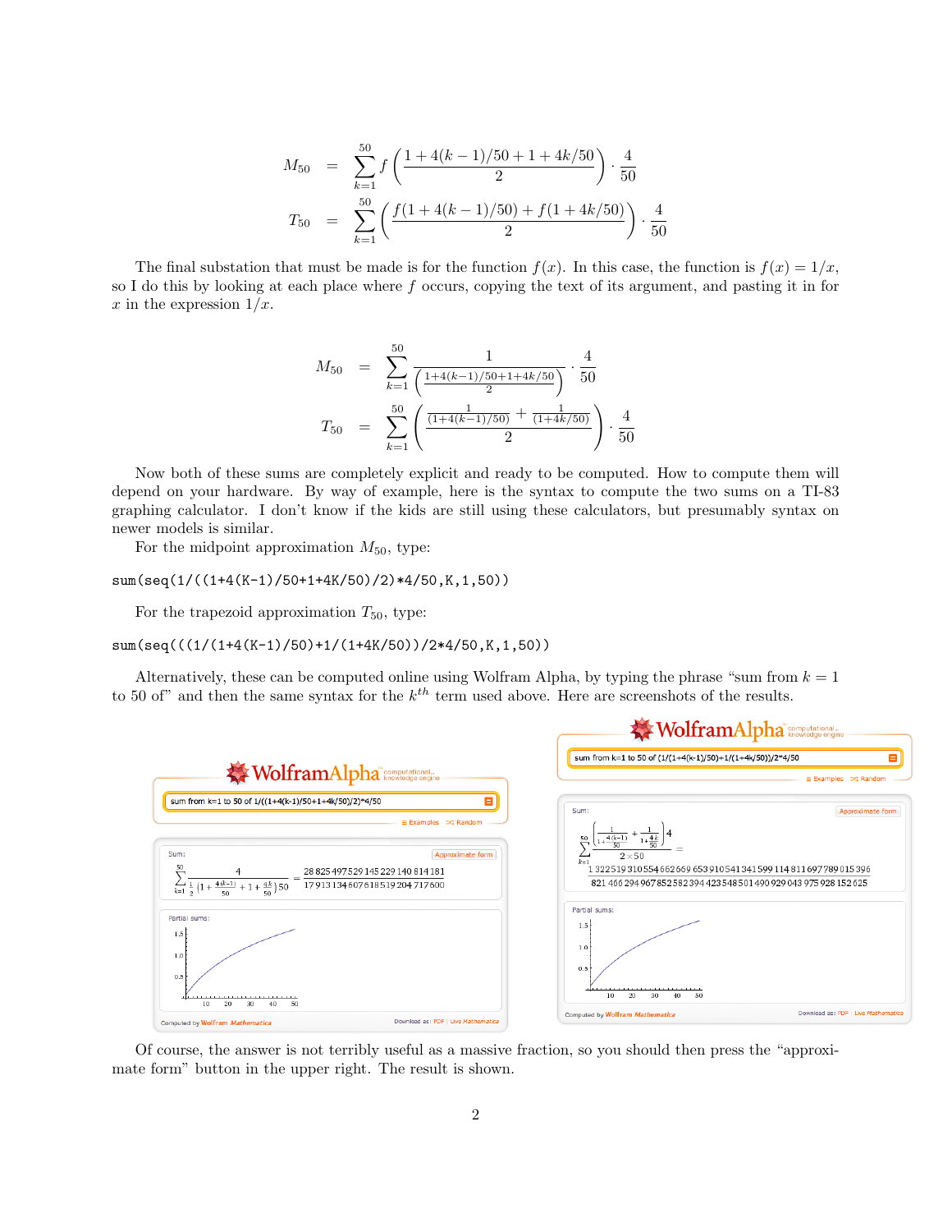$$M_{50} = \sum_{k=1}^{50} f\left(\frac{1+4(k-1)/50+1+4k/50}{2}\right)\cdot\frac{4}{50}$$

$$T_{50} = \sum_{k=1}^{50} \left(\frac{f(1+4(k-1)/50)+f(1+4k/50)}{2}\right)\cdot\frac{4}{50}$$

The final substation that must be made is for the function $f(x)$. In this case, the function is $f(x) = 1/x$, so I do this by looking at each place where $f$ occurs, copying the text of its argument, and pasting it in for $x$ in the expression $1/x$.

$$M_{50} = \sum_{k=1}^{50} \frac{1}{\left(\frac{1+4(k-1)/50+1+4k/50}{2}\right)}\cdot\frac{4}{50}$$

$$T_{50} = \sum_{k=1}^{50} \left(\frac{\frac{1}{(1+4(k-1)/50)}+\frac{1}{(1+4k/50)}}{2}\right)\cdot\frac{4}{50}$$

Now both of these sums are completely explicit and ready to be computed. How to compute them will depend on your hardware. By way of example, here is the syntax to compute the two sums on a TI-83 graphing calculator. I don't know if the kids are still using these calculators, but presumably syntax on newer models is similar.

For the midpoint approximation $M_{50}$, type:

```
sum(seq(1/((1+4(K-1)/50+1+4K/50)/2)*4/50,K,1,50))
```

For the trapezoid approximation $T_{50}$, type:

```
sum(seq(((1/(1+4(K-1)/50)+1/(1+4K/50))/2*4/50,K,1,50))
```

Alternatively, these can be computed online using Wolfram Alpha, by typing the phrase "sum from $k = 1$ to 50 of" and then the same syntax for the $k^{th}$ term used above. Here are screenshots of the results.

WolframAlpha computational knowledge engine

sum from k=1 to 50 of 1/((1+4(k-1)/50+1+4k/50)/2)*4/50

Sum:

$$\sum_{k=1}^{50} \frac{4}{\frac{1}{2}\left(1+\frac{4(k-1)}{50}+1+\frac{4k}{50}\right)50} = \frac{28825497529145229140814181}{17913134607618519204717600}$$

Partial sums:

WolframAlpha computational knowledge engine

sum from k=1 to 50 of (1/(1+4(k-1)/50)+1/(1+4k/50))/2*4/50

Sum:

$$\sum_{k=1}^{50} \frac{\left(\frac{1}{1+\frac{4(k-1)}{50}}+\frac{1}{1+\frac{4k}{50}}\right)4}{2\times 50} = \frac{1322519310554662669653910541341599114811697789015396}{821466294967852582394423548501490929043975928152625}$$

Partial sums:

Of course, the answer is not terribly useful as a massive fraction, so you should then press the "approximate form" button in the upper right. The result is shown.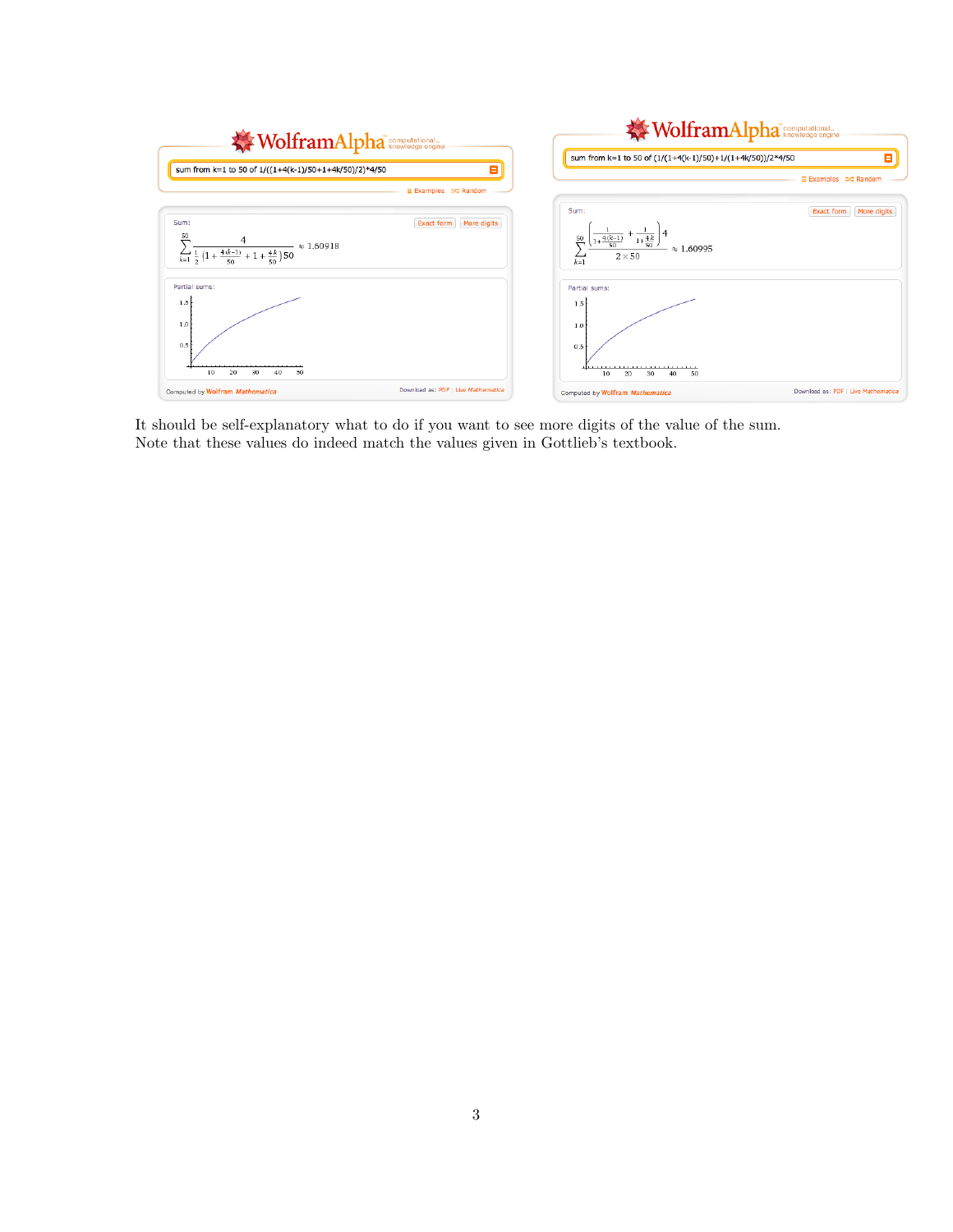WolframAlpha computational knowledge engine

sum from k=1 to 50 of 1/((1+4(k-1)/50+1+4k/50)/2)*4/50

Examples Random

Sum:

Exact form More digits

$$\sum_{k=1}^{50} \frac{4}{\frac{1}{2}\left(1+\frac{4(k-1)}{50}+1+\frac{4k}{50}\right)50} \approx 1.60918$$

Partial sums:

1.5
1.0
0.5
10 20 30 40 50

Computed by Wolfram Mathematica

Download as: PDF | Live Mathematica

WolframAlpha computational knowledge engine

sum from k=1 to 50 of (1/(1+4(k-1)/50)+1/(1+4k/50))/2*4/50

Examples Random

Sum:

Exact form More digits

$$\sum_{k=1}^{50} \frac{\left(\frac{1}{1+\frac{4(k-1)}{50}}+\frac{1}{1+\frac{4k}{50}}\right)4}{2\times 50} \approx 1.60995$$

Partial sums:

1.5
1.0
0.5
10 20 30 40 50

Computed by Wolfram Mathematica

Download as: PDF | Live Mathematica

It should be self-explanatory what to do if you want to see more digits of the value of the sum. Note that these values do indeed match the values given in Gottlieb's textbook.